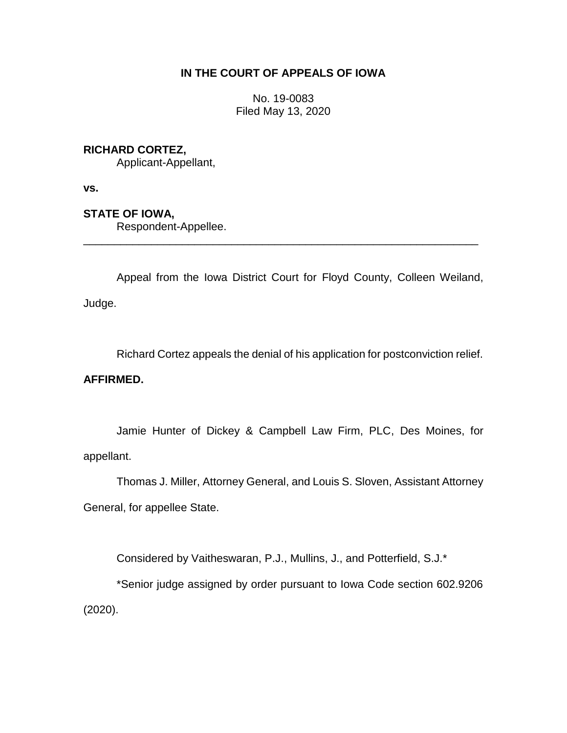**IN THE COURT OF APPEALS OF IOWA**

No. 19-0083
Filed May 13, 2020

**RICHARD CORTEZ,**
Applicant-Appellant,

**vs.**

**STATE OF IOWA,**
Respondent-Appellee.

---

Appeal from the Iowa District Court for Floyd County, Colleen Weiland, Judge.

Richard Cortez appeals the denial of his application for postconviction relief.

**AFFIRMED.**

Jamie Hunter of Dickey & Campbell Law Firm, PLC, Des Moines, for appellant.

Thomas J. Miller, Attorney General, and Louis S. Sloven, Assistant Attorney General, for appellee State.

Considered by Vaitheswaran, P.J., Mullins, J., and Potterfield, S.J.*

*Senior judge assigned by order pursuant to Iowa Code section 602.9206 (2020).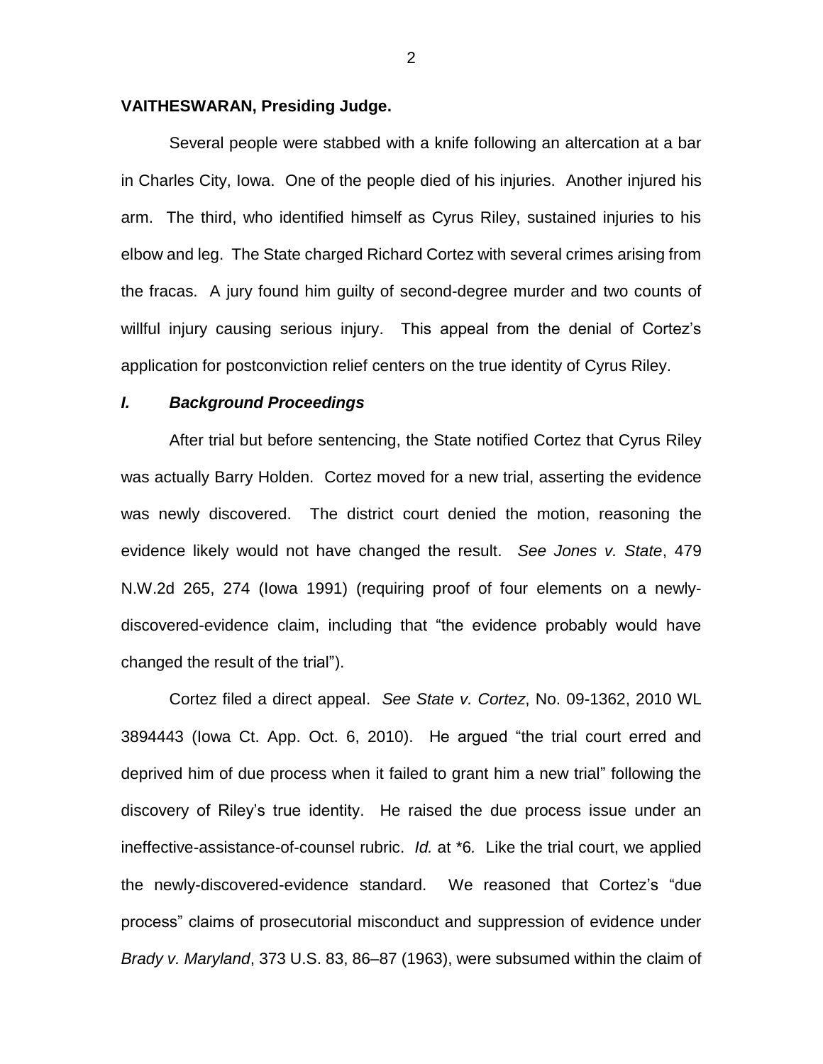**VAITHESWARAN, Presiding Judge.**

Several people were stabbed with a knife following an altercation at a bar in Charles City, Iowa. One of the people died of his injuries. Another injured his arm. The third, who identified himself as Cyrus Riley, sustained injuries to his elbow and leg. The State charged Richard Cortez with several crimes arising from the fracas. A jury found him guilty of second-degree murder and two counts of willful injury causing serious injury. This appeal from the denial of Cortez's application for postconviction relief centers on the true identity of Cyrus Riley.

### *I. Background Proceedings*

After trial but before sentencing, the State notified Cortez that Cyrus Riley was actually Barry Holden. Cortez moved for a new trial, asserting the evidence was newly discovered. The district court denied the motion, reasoning the evidence likely would not have changed the result. *See Jones v. State*, 479 N.W.2d 265, 274 (Iowa 1991) (requiring proof of four elements on a newly-discovered-evidence claim, including that "the evidence probably would have changed the result of the trial").

Cortez filed a direct appeal. *See State v. Cortez*, No. 09-1362, 2010 WL 3894443 (Iowa Ct. App. Oct. 6, 2010). He argued "the trial court erred and deprived him of due process when it failed to grant him a new trial" following the discovery of Riley's true identity. He raised the due process issue under an ineffective-assistance-of-counsel rubric. *Id.* at \*6. Like the trial court, we applied the newly-discovered-evidence standard. We reasoned that Cortez's "due process" claims of prosecutorial misconduct and suppression of evidence under *Brady v. Maryland*, 373 U.S. 83, 86–87 (1963), were subsumed within the claim of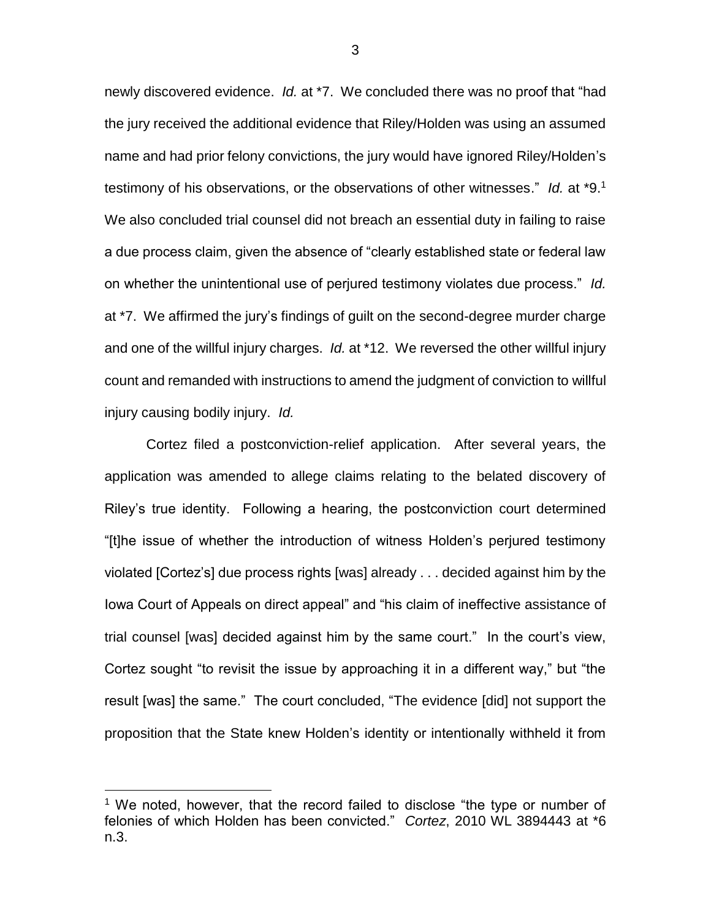newly discovered evidence. *Id.* at *7. We concluded there was no proof that "had the jury received the additional evidence that Riley/Holden was using an assumed name and had prior felony convictions, the jury would have ignored Riley/Holden's testimony of his observations, or the observations of other witnesses." *Id.* at *9.[1] We also concluded trial counsel did not breach an essential duty in failing to raise a due process claim, given the absence of "clearly established state or federal law on whether the unintentional use of perjured testimony violates due process." *Id.* at *7. We affirmed the jury's findings of guilt on the second-degree murder charge and one of the willful injury charges. *Id.* at *12. We reversed the other willful injury count and remanded with instructions to amend the judgment of conviction to willful injury causing bodily injury. *Id.*

Cortez filed a postconviction-relief application. After several years, the application was amended to allege claims relating to the belated discovery of Riley's true identity. Following a hearing, the postconviction court determined "[t]he issue of whether the introduction of witness Holden's perjured testimony violated [Cortez's] due process rights [was] already . . . decided against him by the Iowa Court of Appeals on direct appeal" and "his claim of ineffective assistance of trial counsel [was] decided against him by the same court." In the court's view, Cortez sought "to revisit the issue by approaching it in a different way," but "the result [was] the same." The court concluded, "The evidence [did] not support the proposition that the State knew Holden's identity or intentionally withheld it from

[1] We noted, however, that the record failed to disclose "the type or number of felonies of which Holden has been convicted." *Cortez*, 2010 WL 3894443 at *6 n.3.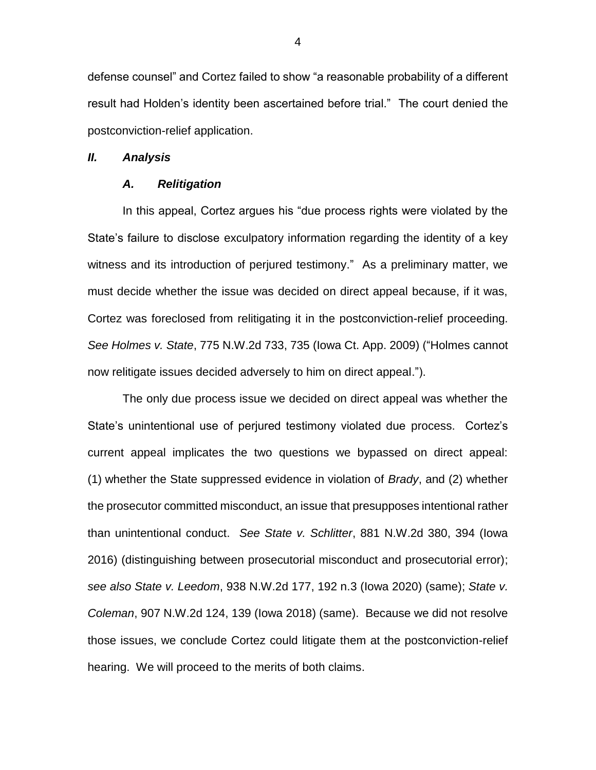defense counsel" and Cortez failed to show "a reasonable probability of a different result had Holden's identity been ascertained before trial." The court denied the postconviction-relief application.

## *II. Analysis*

### *A. Relitigation*

In this appeal, Cortez argues his "due process rights were violated by the State's failure to disclose exculpatory information regarding the identity of a key witness and its introduction of perjured testimony." As a preliminary matter, we must decide whether the issue was decided on direct appeal because, if it was, Cortez was foreclosed from relitigating it in the postconviction-relief proceeding. *See Holmes v. State*, 775 N.W.2d 733, 735 (Iowa Ct. App. 2009) ("Holmes cannot now relitigate issues decided adversely to him on direct appeal.").

The only due process issue we decided on direct appeal was whether the State's unintentional use of perjured testimony violated due process. Cortez's current appeal implicates the two questions we bypassed on direct appeal: (1) whether the State suppressed evidence in violation of *Brady*, and (2) whether the prosecutor committed misconduct, an issue that presupposes intentional rather than unintentional conduct. *See State v. Schlitter*, 881 N.W.2d 380, 394 (Iowa 2016) (distinguishing between prosecutorial misconduct and prosecutorial error); *see also State v. Leedom*, 938 N.W.2d 177, 192 n.3 (Iowa 2020) (same); *State v. Coleman*, 907 N.W.2d 124, 139 (Iowa 2018) (same). Because we did not resolve those issues, we conclude Cortez could litigate them at the postconviction-relief hearing. We will proceed to the merits of both claims.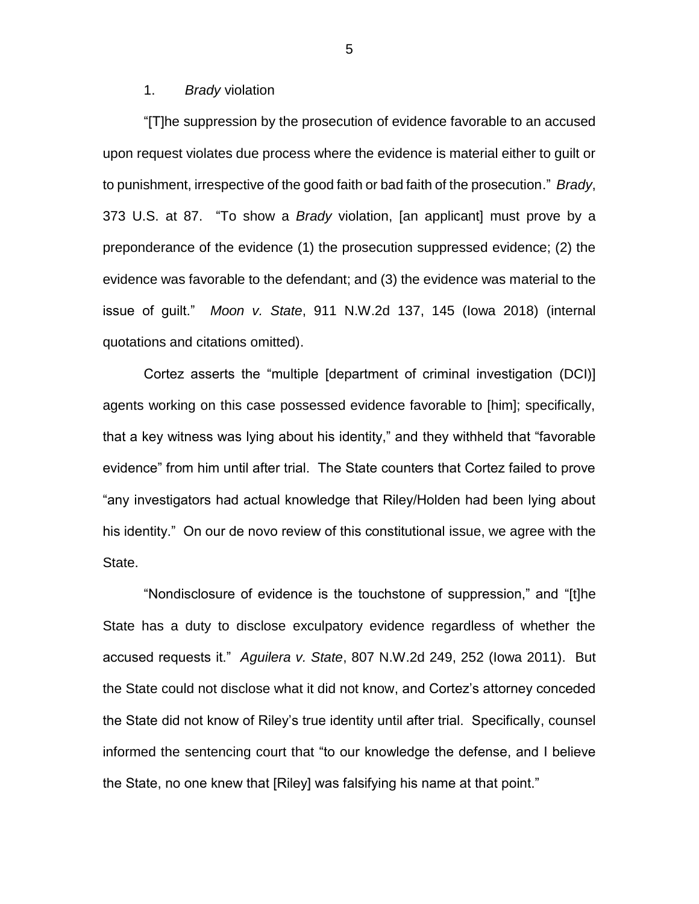1. *Brady* violation

"[T]he suppression by the prosecution of evidence favorable to an accused upon request violates due process where the evidence is material either to guilt or to punishment, irrespective of the good faith or bad faith of the prosecution." *Brady*, 373 U.S. at 87. "To show a *Brady* violation, [an applicant] must prove by a preponderance of the evidence (1) the prosecution suppressed evidence; (2) the evidence was favorable to the defendant; and (3) the evidence was material to the issue of guilt." *Moon v. State*, 911 N.W.2d 137, 145 (Iowa 2018) (internal quotations and citations omitted).

Cortez asserts the "multiple [department of criminal investigation (DCI)] agents working on this case possessed evidence favorable to [him]; specifically, that a key witness was lying about his identity," and they withheld that "favorable evidence" from him until after trial. The State counters that Cortez failed to prove "any investigators had actual knowledge that Riley/Holden had been lying about his identity." On our de novo review of this constitutional issue, we agree with the State.

"Nondisclosure of evidence is the touchstone of suppression," and "[t]he State has a duty to disclose exculpatory evidence regardless of whether the accused requests it." *Aguilera v. State*, 807 N.W.2d 249, 252 (Iowa 2011). But the State could not disclose what it did not know, and Cortez's attorney conceded the State did not know of Riley's true identity until after trial. Specifically, counsel informed the sentencing court that "to our knowledge the defense, and I believe the State, no one knew that [Riley] was falsifying his name at that point."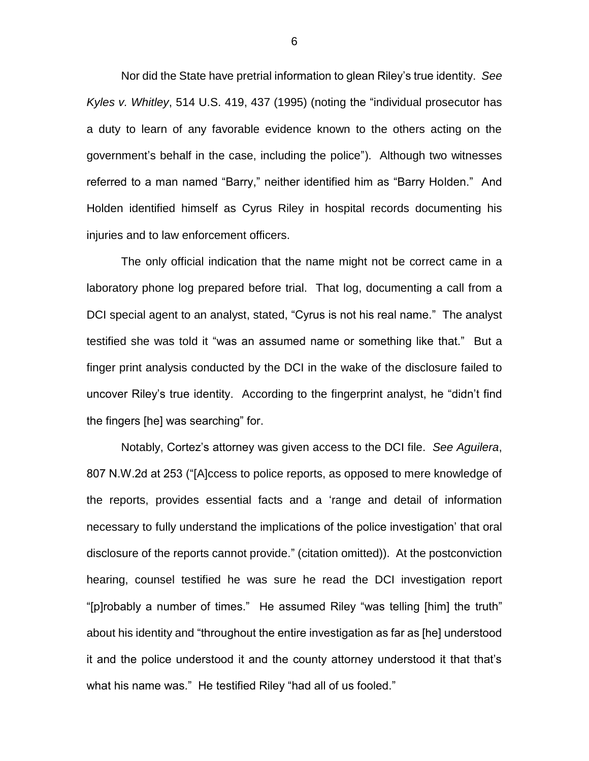Nor did the State have pretrial information to glean Riley's true identity. *See Kyles v. Whitley*, 514 U.S. 419, 437 (1995) (noting the "individual prosecutor has a duty to learn of any favorable evidence known to the others acting on the government's behalf in the case, including the police"). Although two witnesses referred to a man named "Barry," neither identified him as "Barry Holden." And Holden identified himself as Cyrus Riley in hospital records documenting his injuries and to law enforcement officers.

The only official indication that the name might not be correct came in a laboratory phone log prepared before trial. That log, documenting a call from a DCI special agent to an analyst, stated, "Cyrus is not his real name." The analyst testified she was told it "was an assumed name or something like that." But a finger print analysis conducted by the DCI in the wake of the disclosure failed to uncover Riley's true identity. According to the fingerprint analyst, he "didn't find the fingers [he] was searching" for.

Notably, Cortez's attorney was given access to the DCI file. *See Aguilera*, 807 N.W.2d at 253 ("[A]ccess to police reports, as opposed to mere knowledge of the reports, provides essential facts and a 'range and detail of information necessary to fully understand the implications of the police investigation' that oral disclosure of the reports cannot provide." (citation omitted)). At the postconviction hearing, counsel testified he was sure he read the DCI investigation report "[p]robably a number of times." He assumed Riley "was telling [him] the truth" about his identity and "throughout the entire investigation as far as [he] understood it and the police understood it and the county attorney understood it that that's what his name was." He testified Riley "had all of us fooled."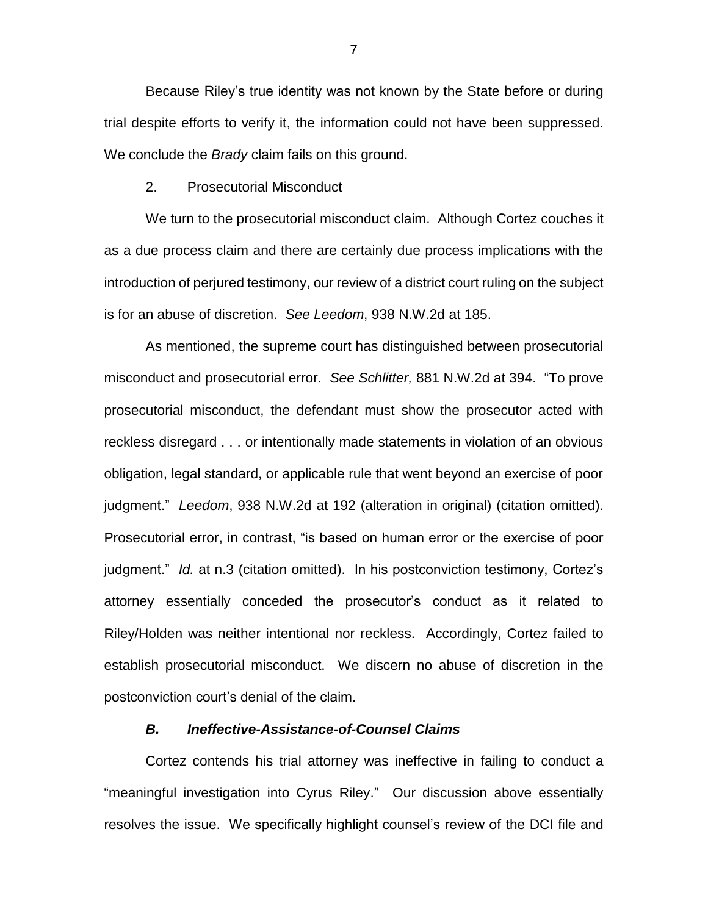Because Riley's true identity was not known by the State before or during trial despite efforts to verify it, the information could not have been suppressed. We conclude the *Brady* claim fails on this ground.

2. Prosecutorial Misconduct

We turn to the prosecutorial misconduct claim. Although Cortez couches it as a due process claim and there are certainly due process implications with the introduction of perjured testimony, our review of a district court ruling on the subject is for an abuse of discretion. *See Leedom*, 938 N.W.2d at 185.

As mentioned, the supreme court has distinguished between prosecutorial misconduct and prosecutorial error. *See Schlitter,* 881 N.W.2d at 394. "To prove prosecutorial misconduct, the defendant must show the prosecutor acted with reckless disregard . . . or intentionally made statements in violation of an obvious obligation, legal standard, or applicable rule that went beyond an exercise of poor judgment." *Leedom*, 938 N.W.2d at 192 (alteration in original) (citation omitted). Prosecutorial error, in contrast, "is based on human error or the exercise of poor judgment." *Id.* at n.3 (citation omitted). In his postconviction testimony, Cortez's attorney essentially conceded the prosecutor's conduct as it related to Riley/Holden was neither intentional nor reckless. Accordingly, Cortez failed to establish prosecutorial misconduct. We discern no abuse of discretion in the postconviction court's denial of the claim.

### *B. Ineffective-Assistance-of-Counsel Claims*

Cortez contends his trial attorney was ineffective in failing to conduct a "meaningful investigation into Cyrus Riley." Our discussion above essentially resolves the issue. We specifically highlight counsel's review of the DCI file and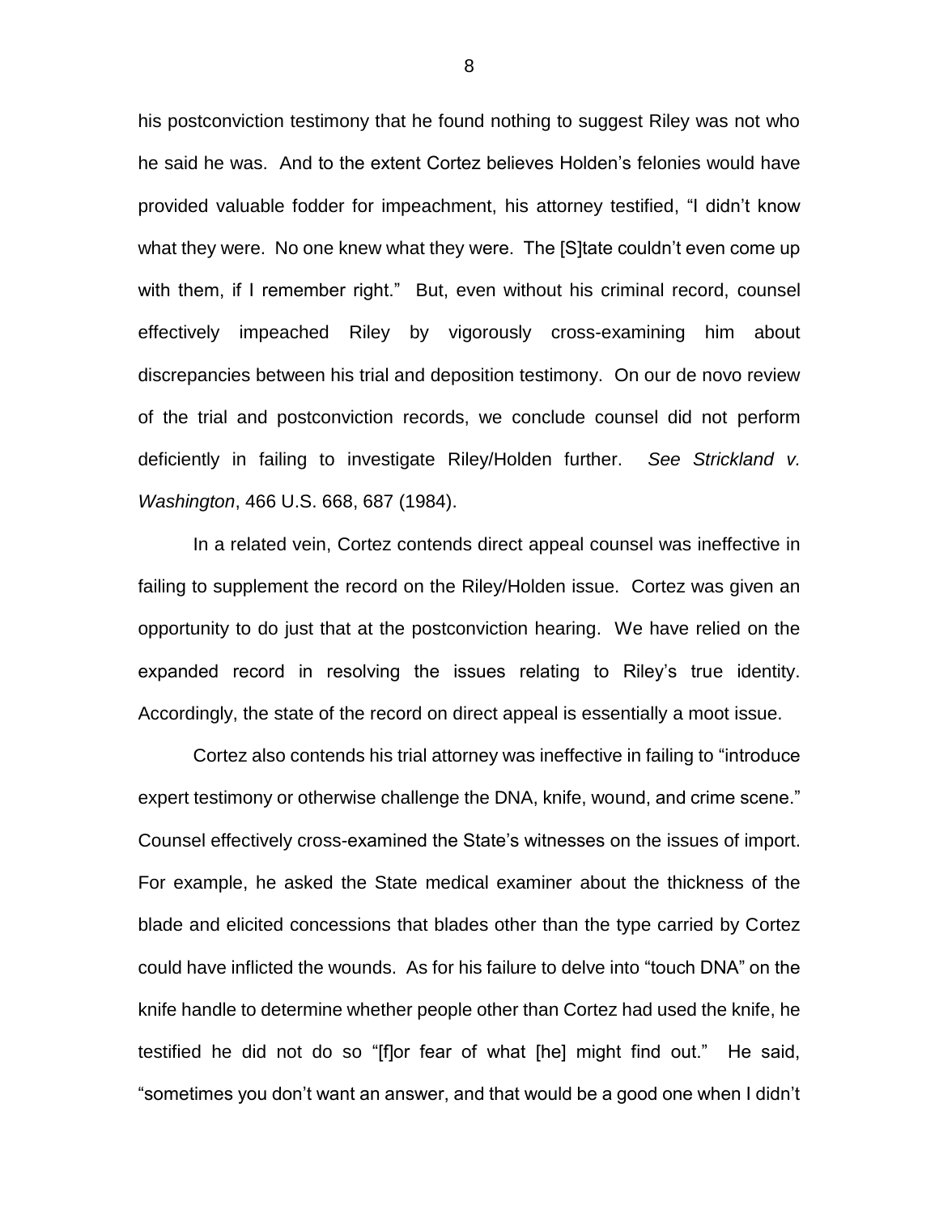his postconviction testimony that he found nothing to suggest Riley was not who he said he was. And to the extent Cortez believes Holden's felonies would have provided valuable fodder for impeachment, his attorney testified, "I didn't know what they were. No one knew what they were. The [S]tate couldn't even come up with them, if I remember right." But, even without his criminal record, counsel effectively impeached Riley by vigorously cross-examining him about discrepancies between his trial and deposition testimony. On our de novo review of the trial and postconviction records, we conclude counsel did not perform deficiently in failing to investigate Riley/Holden further. *See Strickland v. Washington*, 466 U.S. 668, 687 (1984).

In a related vein, Cortez contends direct appeal counsel was ineffective in failing to supplement the record on the Riley/Holden issue. Cortez was given an opportunity to do just that at the postconviction hearing. We have relied on the expanded record in resolving the issues relating to Riley's true identity. Accordingly, the state of the record on direct appeal is essentially a moot issue.

Cortez also contends his trial attorney was ineffective in failing to "introduce expert testimony or otherwise challenge the DNA, knife, wound, and crime scene." Counsel effectively cross-examined the State's witnesses on the issues of import. For example, he asked the State medical examiner about the thickness of the blade and elicited concessions that blades other than the type carried by Cortez could have inflicted the wounds. As for his failure to delve into "touch DNA" on the knife handle to determine whether people other than Cortez had used the knife, he testified he did not do so "[f]or fear of what [he] might find out." He said, "sometimes you don't want an answer, and that would be a good one when I didn't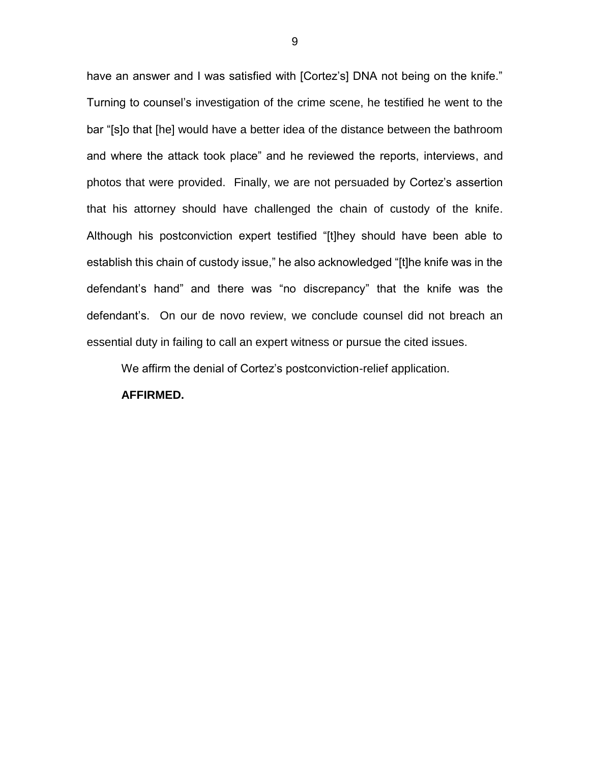have an answer and I was satisfied with [Cortez's] DNA not being on the knife." Turning to counsel's investigation of the crime scene, he testified he went to the bar "[s]o that [he] would have a better idea of the distance between the bathroom and where the attack took place" and he reviewed the reports, interviews, and photos that were provided. Finally, we are not persuaded by Cortez's assertion that his attorney should have challenged the chain of custody of the knife. Although his postconviction expert testified "[t]hey should have been able to establish this chain of custody issue," he also acknowledged "[t]he knife was in the defendant's hand" and there was "no discrepancy" that the knife was the defendant's. On our de novo review, we conclude counsel did not breach an essential duty in failing to call an expert witness or pursue the cited issues.

We affirm the denial of Cortez's postconviction-relief application.

**AFFIRMED.**